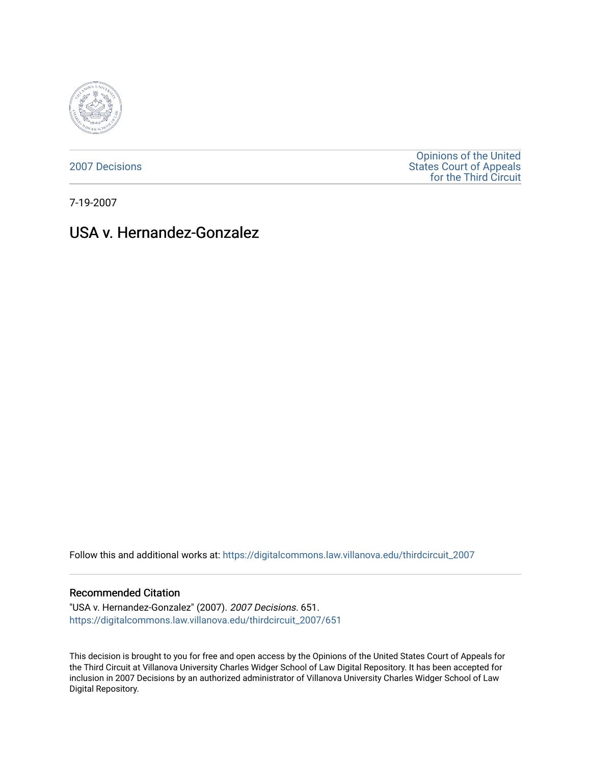2007 Decisions

Opinions of the United States Court of Appeals for the Third Circuit

7-19-2007

# USA v. Hernandez-Gonzalez

Follow this and additional works at: https://digitalcommons.law.villanova.edu/thirdcircuit_2007

## Recommended Citation

"USA v. Hernandez-Gonzalez" (2007). *2007 Decisions*. 651.
https://digitalcommons.law.villanova.edu/thirdcircuit_2007/651

This decision is brought to you for free and open access by the Opinions of the United States Court of Appeals for the Third Circuit at Villanova University Charles Widger School of Law Digital Repository. It has been accepted for inclusion in 2007 Decisions by an authorized administrator of Villanova University Charles Widger School of Law Digital Repository.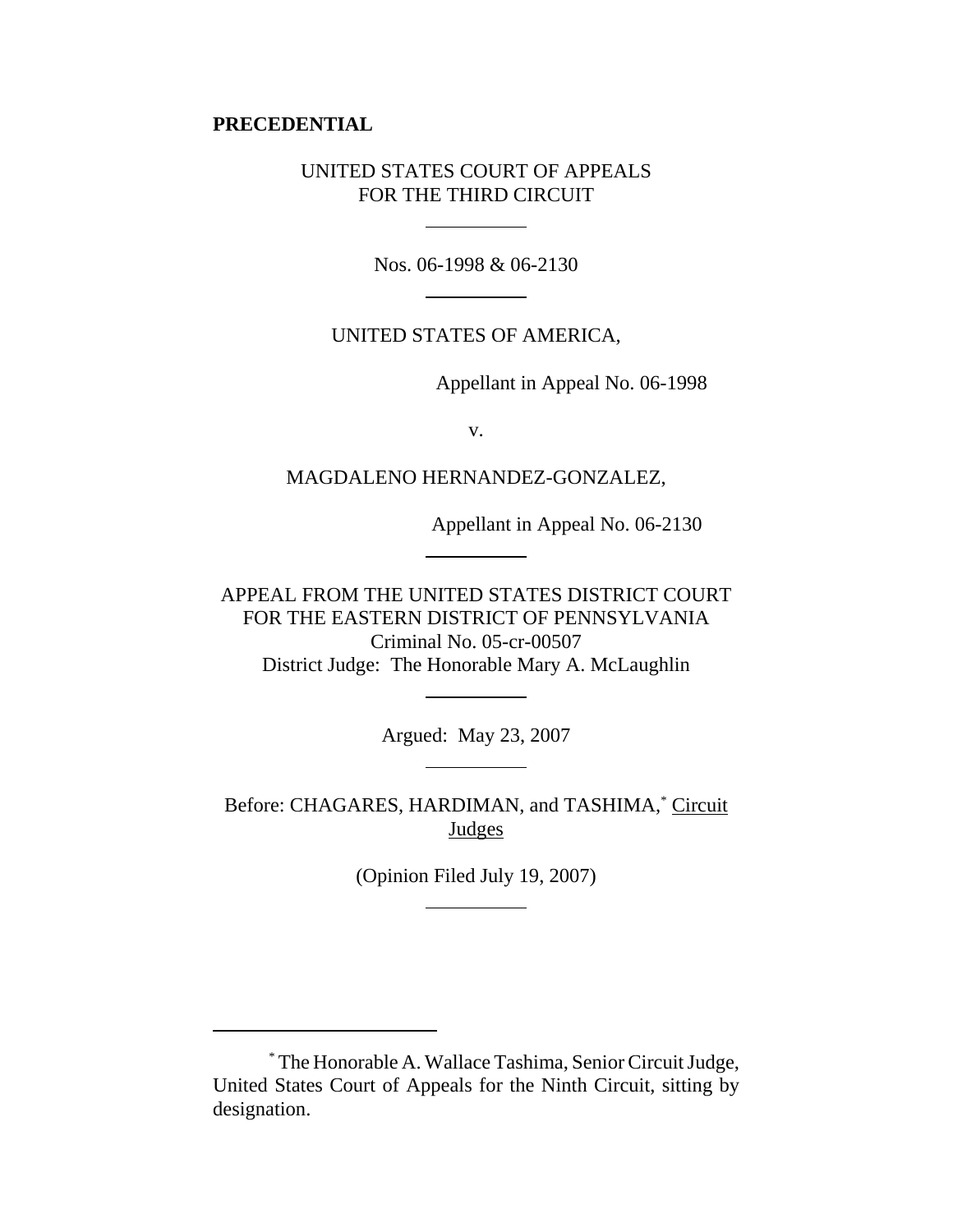**PRECEDENTIAL**

UNITED STATES COURT OF APPEALS
FOR THE THIRD CIRCUIT

Nos. 06-1998 & 06-2130

UNITED STATES OF AMERICA,

Appellant in Appeal No. 06-1998

v.

MAGDALENO HERNANDEZ-GONZALEZ,

Appellant in Appeal No. 06-2130

APPEAL FROM THE UNITED STATES DISTRICT COURT
FOR THE EASTERN DISTRICT OF PENNSYLVANIA
Criminal No. 05-cr-00507
District Judge: The Honorable Mary A. McLaughlin

Argued: May 23, 2007

Before: CHAGARES, HARDIMAN, and TASHIMA,[*] Circuit Judges

(Opinion Filed July 19, 2007)

[*] The Honorable A. Wallace Tashima, Senior Circuit Judge, United States Court of Appeals for the Ninth Circuit, sitting by designation.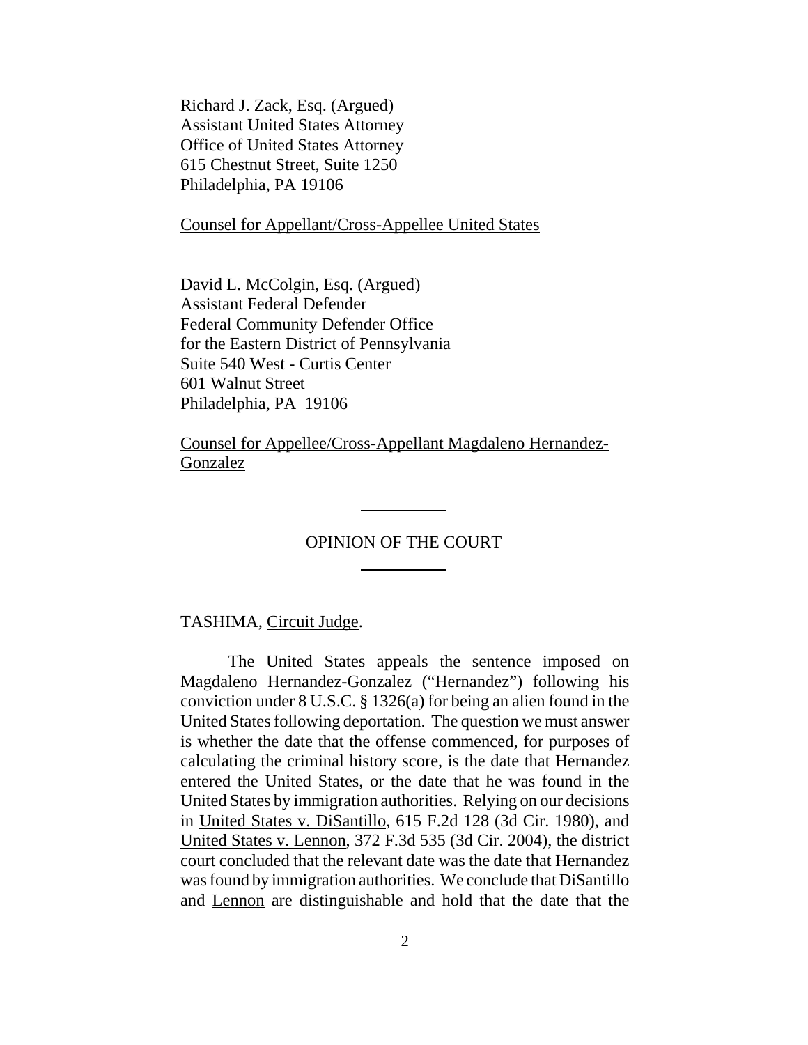Richard J. Zack, Esq. (Argued)
Assistant United States Attorney
Office of United States Attorney
615 Chestnut Street, Suite 1250
Philadelphia, PA 19106

Counsel for Appellant/Cross-Appellee United States

David L. McColgin, Esq. (Argued)
Assistant Federal Defender
Federal Community Defender Office
for the Eastern District of Pennsylvania
Suite 540 West - Curtis Center
601 Walnut Street
Philadelphia, PA 19106

Counsel for Appellee/Cross-Appellant Magdaleno Hernandez-Gonzalez

---

OPINION OF THE COURT

---

TASHIMA, Circuit Judge.

The United States appeals the sentence imposed on Magdaleno Hernandez-Gonzalez ("Hernandez") following his conviction under 8 U.S.C. § 1326(a) for being an alien found in the United States following deportation. The question we must answer is whether the date that the offense commenced, for purposes of calculating the criminal history score, is the date that Hernandez entered the United States, or the date that he was found in the United States by immigration authorities. Relying on our decisions in United States v. DiSantillo, 615 F.2d 128 (3d Cir. 1980), and United States v. Lennon, 372 F.3d 535 (3d Cir. 2004), the district court concluded that the relevant date was the date that Hernandez was found by immigration authorities. We conclude that DiSantillo and Lennon are distinguishable and hold that the date that the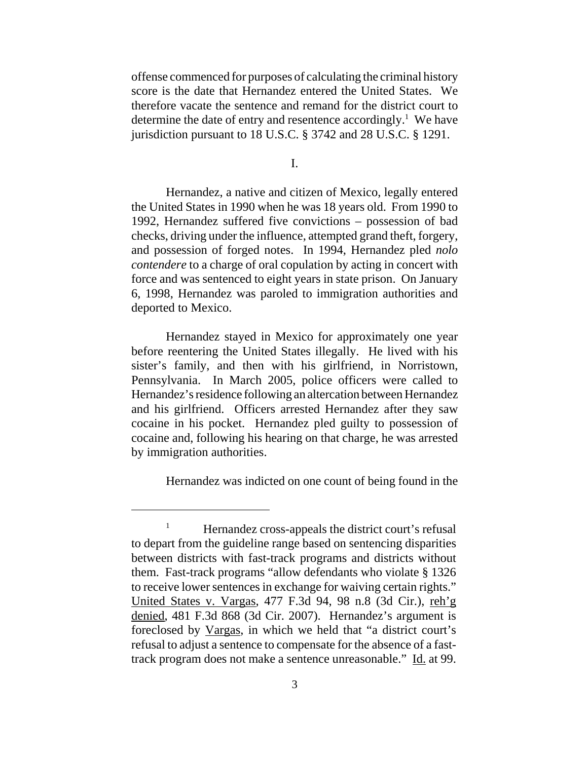offense commenced for purposes of calculating the criminal history score is the date that Hernandez entered the United States. We therefore vacate the sentence and remand for the district court to determine the date of entry and resentence accordingly.[1] We have jurisdiction pursuant to 18 U.S.C. § 3742 and 28 U.S.C. § 1291.

I.

Hernandez, a native and citizen of Mexico, legally entered the United States in 1990 when he was 18 years old. From 1990 to 1992, Hernandez suffered five convictions – possession of bad checks, driving under the influence, attempted grand theft, forgery, and possession of forged notes. In 1994, Hernandez pled *nolo contendere* to a charge of oral copulation by acting in concert with force and was sentenced to eight years in state prison. On January 6, 1998, Hernandez was paroled to immigration authorities and deported to Mexico.

Hernandez stayed in Mexico for approximately one year before reentering the United States illegally. He lived with his sister's family, and then with his girlfriend, in Norristown, Pennsylvania. In March 2005, police officers were called to Hernandez's residence following an altercation between Hernandez and his girlfriend. Officers arrested Hernandez after they saw cocaine in his pocket. Hernandez pled guilty to possession of cocaine and, following his hearing on that charge, he was arrested by immigration authorities.

Hernandez was indicted on one count of being found in the

---

[1] Hernandez cross-appeals the district court's refusal to depart from the guideline range based on sentencing disparities between districts with fast-track programs and districts without them. Fast-track programs "allow defendants who violate § 1326 to receive lower sentences in exchange for waiving certain rights." United States v. Vargas, 477 F.3d 94, 98 n.8 (3d Cir.), reh'g denied, 481 F.3d 868 (3d Cir. 2007). Hernandez's argument is foreclosed by Vargas, in which we held that "a district court's refusal to adjust a sentence to compensate for the absence of a fast-track program does not make a sentence unreasonable." Id. at 99.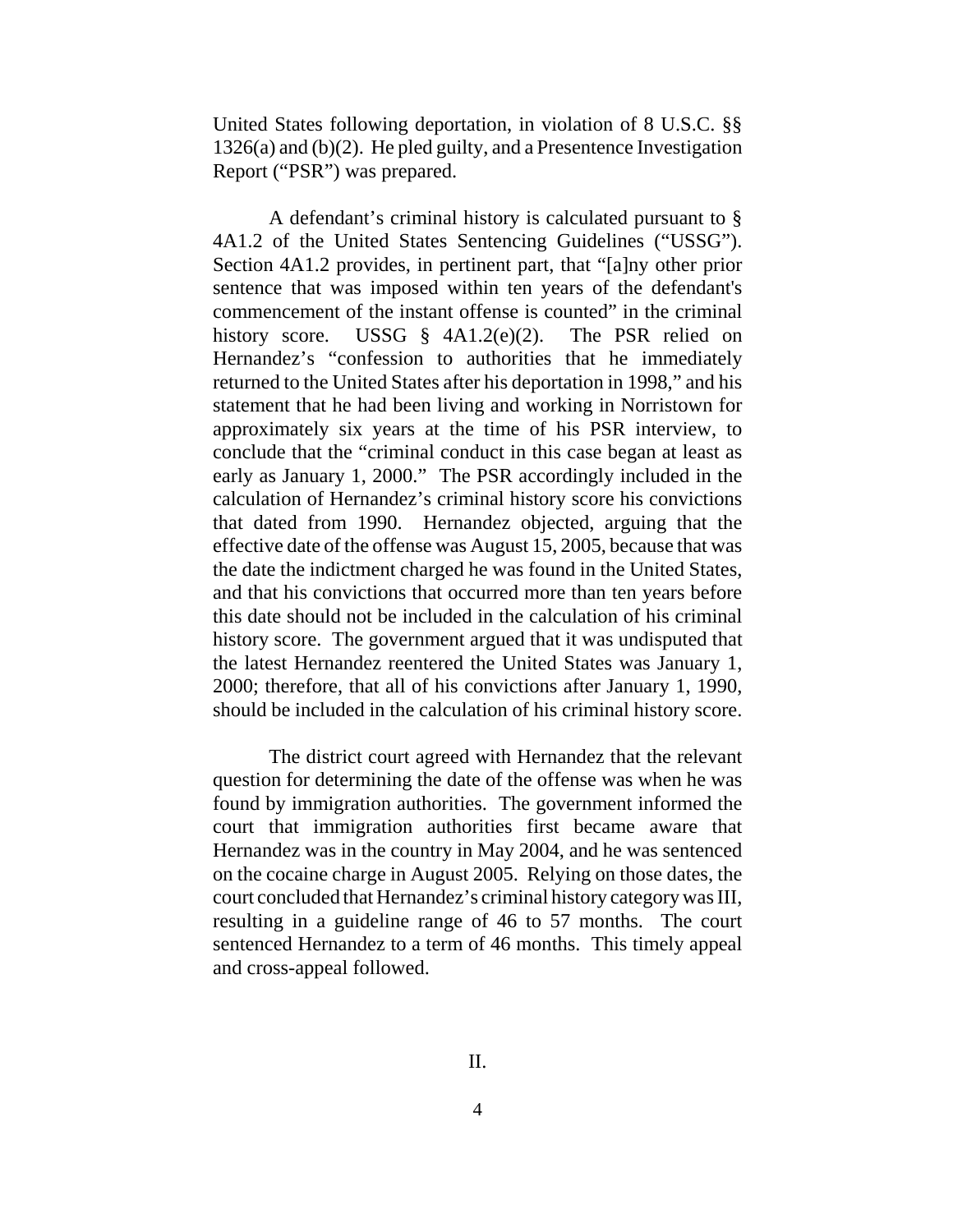United States following deportation, in violation of 8 U.S.C. §§ 1326(a) and (b)(2). He pled guilty, and a Presentence Investigation Report ("PSR") was prepared.

A defendant's criminal history is calculated pursuant to § 4A1.2 of the United States Sentencing Guidelines ("USSG"). Section 4A1.2 provides, in pertinent part, that "[a]ny other prior sentence that was imposed within ten years of the defendant's commencement of the instant offense is counted" in the criminal history score. USSG § 4A1.2(e)(2). The PSR relied on Hernandez's "confession to authorities that he immediately returned to the United States after his deportation in 1998," and his statement that he had been living and working in Norristown for approximately six years at the time of his PSR interview, to conclude that the "criminal conduct in this case began at least as early as January 1, 2000." The PSR accordingly included in the calculation of Hernandez's criminal history score his convictions that dated from 1990. Hernandez objected, arguing that the effective date of the offense was August 15, 2005, because that was the date the indictment charged he was found in the United States, and that his convictions that occurred more than ten years before this date should not be included in the calculation of his criminal history score. The government argued that it was undisputed that the latest Hernandez reentered the United States was January 1, 2000; therefore, that all of his convictions after January 1, 1990, should be included in the calculation of his criminal history score.

The district court agreed with Hernandez that the relevant question for determining the date of the offense was when he was found by immigration authorities. The government informed the court that immigration authorities first became aware that Hernandez was in the country in May 2004, and he was sentenced on the cocaine charge in August 2005. Relying on those dates, the court concluded that Hernandez's criminal history category was III, resulting in a guideline range of 46 to 57 months. The court sentenced Hernandez to a term of 46 months. This timely appeal and cross-appeal followed.

## II.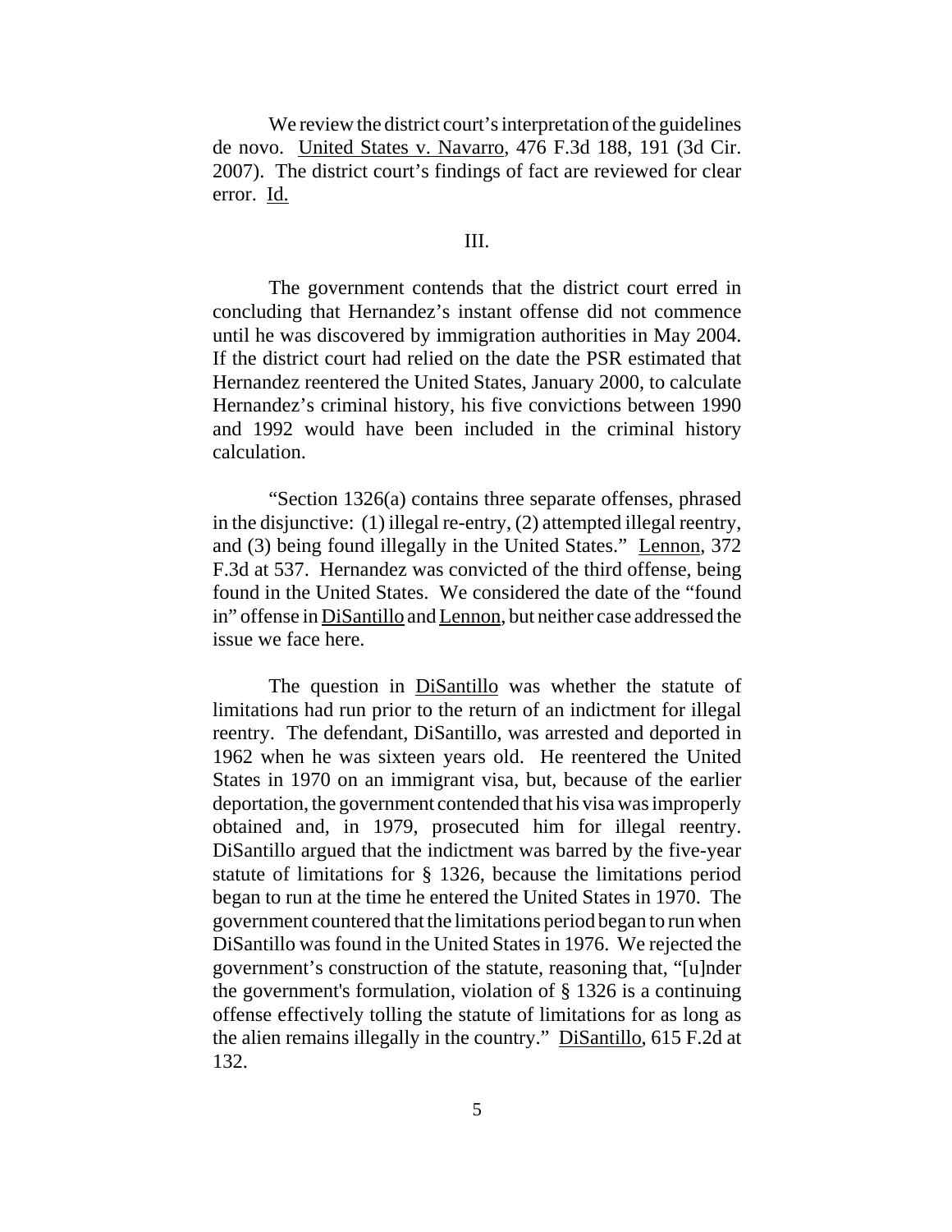We review the district court's interpretation of the guidelines de novo. United States v. Navarro, 476 F.3d 188, 191 (3d Cir. 2007). The district court's findings of fact are reviewed for clear error. Id.

III.

The government contends that the district court erred in concluding that Hernandez's instant offense did not commence until he was discovered by immigration authorities in May 2004. If the district court had relied on the date the PSR estimated that Hernandez reentered the United States, January 2000, to calculate Hernandez's criminal history, his five convictions between 1990 and 1992 would have been included in the criminal history calculation.

"Section 1326(a) contains three separate offenses, phrased in the disjunctive: (1) illegal re-entry, (2) attempted illegal reentry, and (3) being found illegally in the United States." Lennon, 372 F.3d at 537. Hernandez was convicted of the third offense, being found in the United States. We considered the date of the "found in" offense in DiSantillo and Lennon, but neither case addressed the issue we face here.

The question in DiSantillo was whether the statute of limitations had run prior to the return of an indictment for illegal reentry. The defendant, DiSantillo, was arrested and deported in 1962 when he was sixteen years old. He reentered the United States in 1970 on an immigrant visa, but, because of the earlier deportation, the government contended that his visa was improperly obtained and, in 1979, prosecuted him for illegal reentry. DiSantillo argued that the indictment was barred by the five-year statute of limitations for § 1326, because the limitations period began to run at the time he entered the United States in 1970. The government countered that the limitations period began to run when DiSantillo was found in the United States in 1976. We rejected the government's construction of the statute, reasoning that, "[u]nder the government's formulation, violation of § 1326 is a continuing offense effectively tolling the statute of limitations for as long as the alien remains illegally in the country." DiSantillo, 615 F.2d at 132.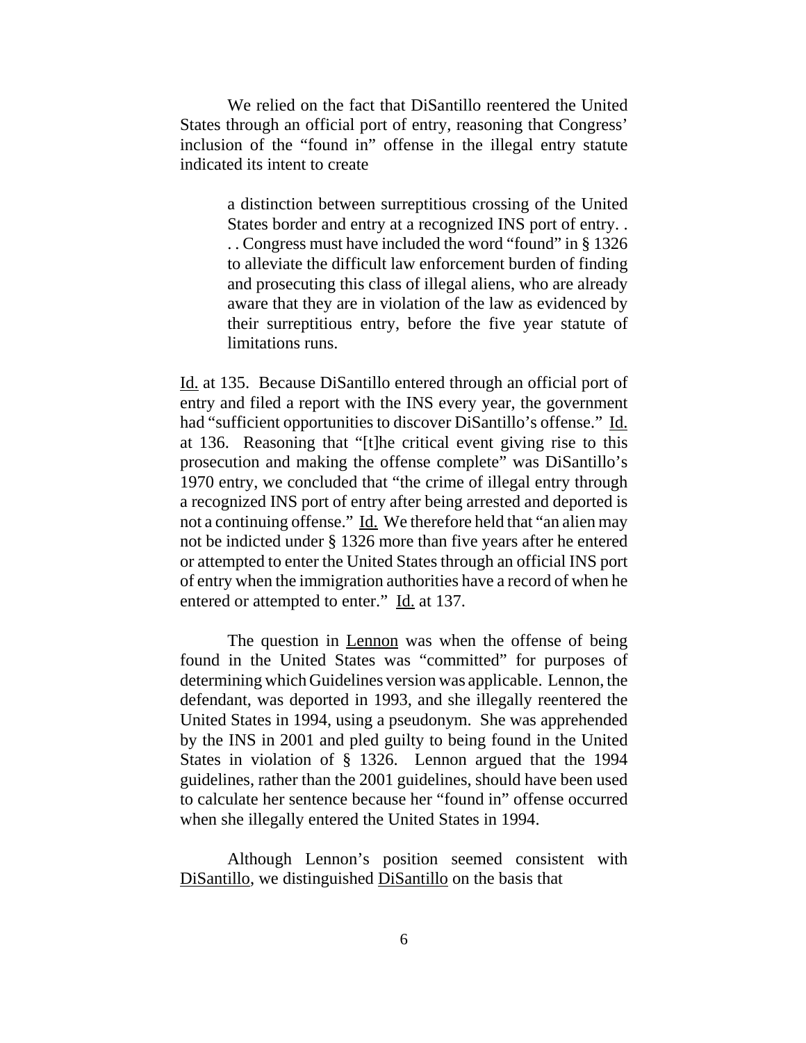We relied on the fact that DiSantillo reentered the United States through an official port of entry, reasoning that Congress' inclusion of the "found in" offense in the illegal entry statute indicated its intent to create

> a distinction between surreptitious crossing of the United States border and entry at a recognized INS port of entry. . . . Congress must have included the word "found" in § 1326 to alleviate the difficult law enforcement burden of finding and prosecuting this class of illegal aliens, who are already aware that they are in violation of the law as evidenced by their surreptitious entry, before the five year statute of limitations runs.

Id. at 135. Because DiSantillo entered through an official port of entry and filed a report with the INS every year, the government had "sufficient opportunities to discover DiSantillo's offense." Id. at 136. Reasoning that "[t]he critical event giving rise to this prosecution and making the offense complete" was DiSantillo's 1970 entry, we concluded that "the crime of illegal entry through a recognized INS port of entry after being arrested and deported is not a continuing offense." Id. We therefore held that "an alien may not be indicted under § 1326 more than five years after he entered or attempted to enter the United States through an official INS port of entry when the immigration authorities have a record of when he entered or attempted to enter." Id. at 137.

The question in Lennon was when the offense of being found in the United States was "committed" for purposes of determining which Guidelines version was applicable. Lennon, the defendant, was deported in 1993, and she illegally reentered the United States in 1994, using a pseudonym. She was apprehended by the INS in 2001 and pled guilty to being found in the United States in violation of § 1326. Lennon argued that the 1994 guidelines, rather than the 2001 guidelines, should have been used to calculate her sentence because her "found in" offense occurred when she illegally entered the United States in 1994.

Although Lennon's position seemed consistent with DiSantillo, we distinguished DiSantillo on the basis that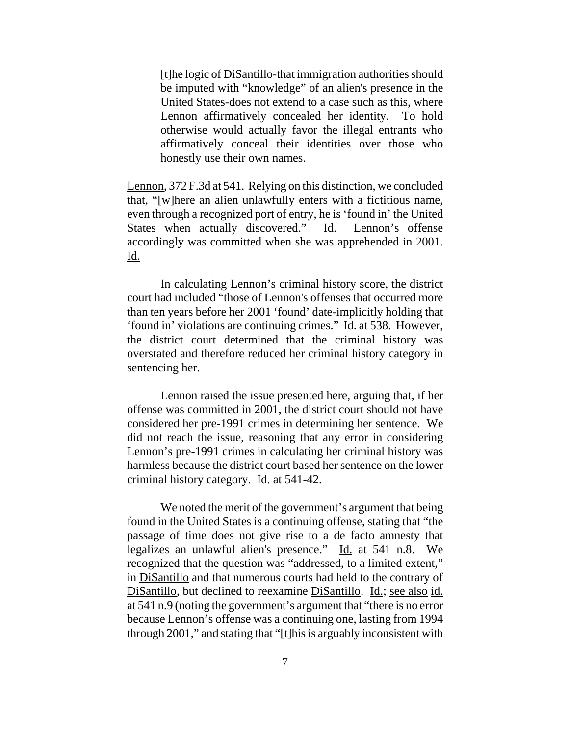> [t]he logic of DiSantillo-that immigration authorities should be imputed with "knowledge" of an alien's presence in the United States-does not extend to a case such as this, where Lennon affirmatively concealed her identity. To hold otherwise would actually favor the illegal entrants who affirmatively conceal their identities over those who honestly use their own names.

Lennon, 372 F.3d at 541. Relying on this distinction, we concluded that, "[w]here an alien unlawfully enters with a fictitious name, even through a recognized port of entry, he is 'found in' the United States when actually discovered." Id. Lennon's offense accordingly was committed when she was apprehended in 2001. Id.

In calculating Lennon's criminal history score, the district court had included "those of Lennon's offenses that occurred more than ten years before her 2001 'found' date-implicitly holding that 'found in' violations are continuing crimes." Id. at 538. However, the district court determined that the criminal history was overstated and therefore reduced her criminal history category in sentencing her.

Lennon raised the issue presented here, arguing that, if her offense was committed in 2001, the district court should not have considered her pre-1991 crimes in determining her sentence. We did not reach the issue, reasoning that any error in considering Lennon's pre-1991 crimes in calculating her criminal history was harmless because the district court based her sentence on the lower criminal history category. Id. at 541-42.

We noted the merit of the government's argument that being found in the United States is a continuing offense, stating that "the passage of time does not give rise to a de facto amnesty that legalizes an unlawful alien's presence." Id. at 541 n.8. We recognized that the question was "addressed, to a limited extent," in DiSantillo and that numerous courts had held to the contrary of DiSantillo, but declined to reexamine DiSantillo. Id.; see also id. at 541 n.9 (noting the government's argument that "there is no error because Lennon's offense was a continuing one, lasting from 1994 through 2001," and stating that "[t]his is arguably inconsistent with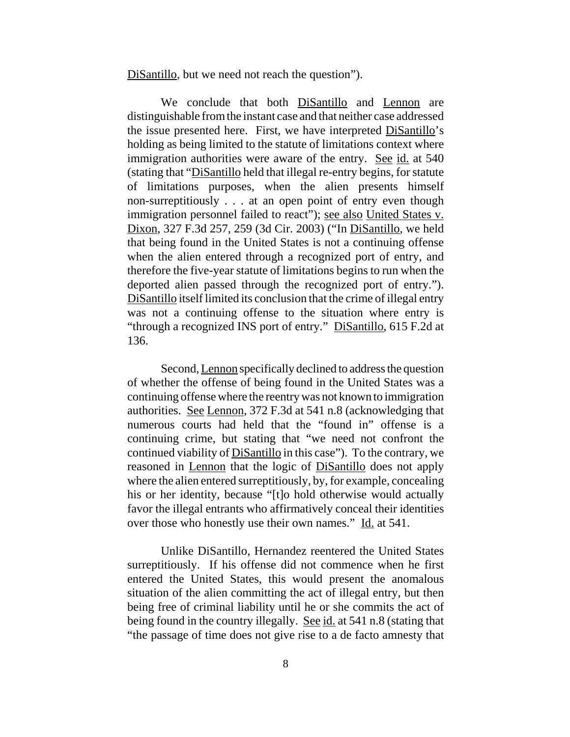DiSantillo, but we need not reach the question").

We conclude that both DiSantillo and Lennon are distinguishable from the instant case and that neither case addressed the issue presented here. First, we have interpreted DiSantillo's holding as being limited to the statute of limitations context where immigration authorities were aware of the entry. See id. at 540 (stating that "DiSantillo held that illegal re-entry begins, for statute of limitations purposes, when the alien presents himself non-surreptitiously . . . at an open point of entry even though immigration personnel failed to react"); see also United States v. Dixon, 327 F.3d 257, 259 (3d Cir. 2003) ("In DiSantillo, we held that being found in the United States is not a continuing offense when the alien entered through a recognized port of entry, and therefore the five-year statute of limitations begins to run when the deported alien passed through the recognized port of entry."). DiSantillo itself limited its conclusion that the crime of illegal entry was not a continuing offense to the situation where entry is "through a recognized INS port of entry." DiSantillo, 615 F.2d at 136.

Second, Lennon specifically declined to address the question of whether the offense of being found in the United States was a continuing offense where the reentry was not known to immigration authorities. See Lennon, 372 F.3d at 541 n.8 (acknowledging that numerous courts had held that the "found in" offense is a continuing crime, but stating that "we need not confront the continued viability of DiSantillo in this case"). To the contrary, we reasoned in Lennon that the logic of DiSantillo does not apply where the alien entered surreptitiously, by, for example, concealing his or her identity, because "[t]o hold otherwise would actually favor the illegal entrants who affirmatively conceal their identities over those who honestly use their own names." Id. at 541.

Unlike DiSantillo, Hernandez reentered the United States surreptitiously. If his offense did not commence when he first entered the United States, this would present the anomalous situation of the alien committing the act of illegal entry, but then being free of criminal liability until he or she commits the act of being found in the country illegally. See id. at 541 n.8 (stating that "the passage of time does not give rise to a de facto amnesty that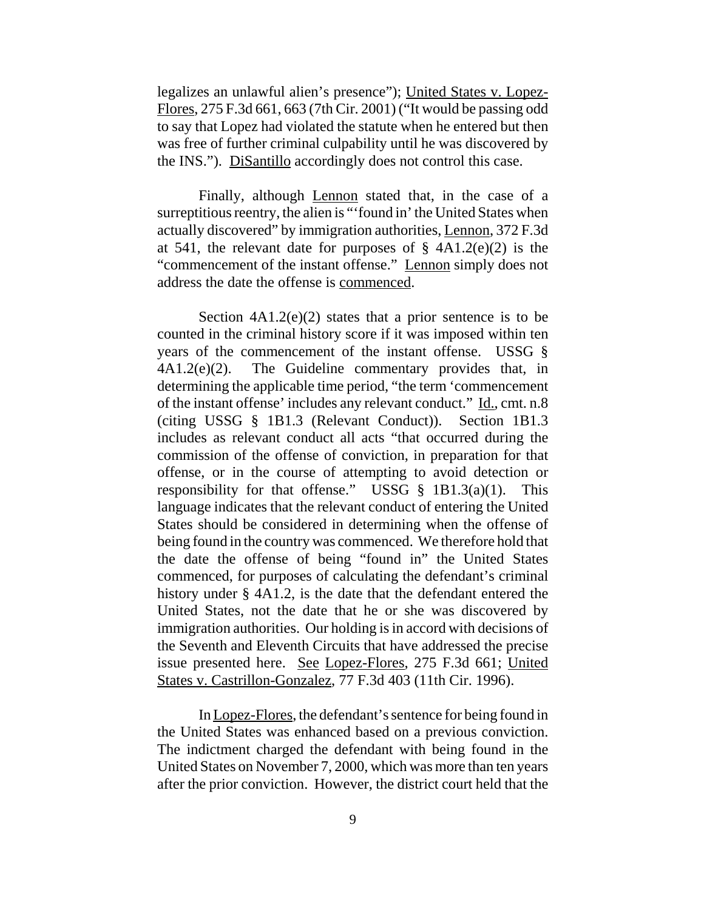legalizes an unlawful alien's presence"); United States v. Lopez-Flores, 275 F.3d 661, 663 (7th Cir. 2001) ("It would be passing odd to say that Lopez had violated the statute when he entered but then was free of further criminal culpability until he was discovered by the INS."). DiSantillo accordingly does not control this case.

Finally, although Lennon stated that, in the case of a surreptitious reentry, the alien is "'found in' the United States when actually discovered" by immigration authorities, Lennon, 372 F.3d at 541, the relevant date for purposes of § 4A1.2(e)(2) is the "commencement of the instant offense." Lennon simply does not address the date the offense is commenced.

Section 4A1.2(e)(2) states that a prior sentence is to be counted in the criminal history score if it was imposed within ten years of the commencement of the instant offense. USSG § 4A1.2(e)(2). The Guideline commentary provides that, in determining the applicable time period, "the term 'commencement of the instant offense' includes any relevant conduct." Id., cmt. n.8 (citing USSG § 1B1.3 (Relevant Conduct)). Section 1B1.3 includes as relevant conduct all acts "that occurred during the commission of the offense of conviction, in preparation for that offense, or in the course of attempting to avoid detection or responsibility for that offense." USSG § 1B1.3(a)(1). This language indicates that the relevant conduct of entering the United States should be considered in determining when the offense of being found in the country was commenced. We therefore hold that the date the offense of being "found in" the United States commenced, for purposes of calculating the defendant's criminal history under § 4A1.2, is the date that the defendant entered the United States, not the date that he or she was discovered by immigration authorities. Our holding is in accord with decisions of the Seventh and Eleventh Circuits that have addressed the precise issue presented here. See Lopez-Flores, 275 F.3d 661; United States v. Castrillon-Gonzalez, 77 F.3d 403 (11th Cir. 1996).

In Lopez-Flores, the defendant's sentence for being found in the United States was enhanced based on a previous conviction. The indictment charged the defendant with being found in the United States on November 7, 2000, which was more than ten years after the prior conviction. However, the district court held that the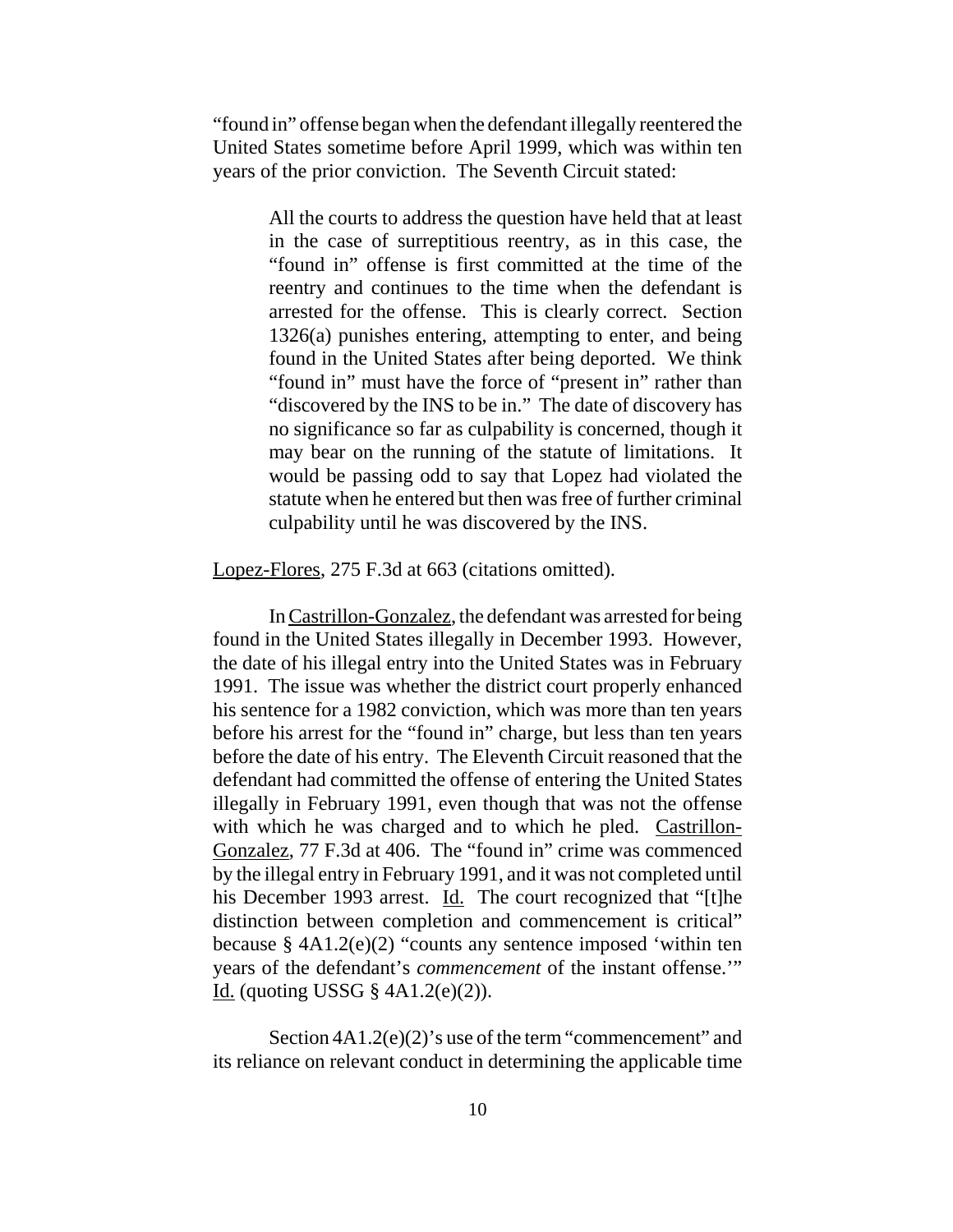"found in" offense began when the defendant illegally reentered the United States sometime before April 1999, which was within ten years of the prior conviction. The Seventh Circuit stated:

> All the courts to address the question have held that at least in the case of surreptitious reentry, as in this case, the "found in" offense is first committed at the time of the reentry and continues to the time when the defendant is arrested for the offense. This is clearly correct. Section 1326(a) punishes entering, attempting to enter, and being found in the United States after being deported. We think "found in" must have the force of "present in" rather than "discovered by the INS to be in." The date of discovery has no significance so far as culpability is concerned, though it may bear on the running of the statute of limitations. It would be passing odd to say that Lopez had violated the statute when he entered but then was free of further criminal culpability until he was discovered by the INS.

Lopez-Flores, 275 F.3d at 663 (citations omitted).

In Castrillon-Gonzalez, the defendant was arrested for being found in the United States illegally in December 1993. However, the date of his illegal entry into the United States was in February 1991. The issue was whether the district court properly enhanced his sentence for a 1982 conviction, which was more than ten years before his arrest for the "found in" charge, but less than ten years before the date of his entry. The Eleventh Circuit reasoned that the defendant had committed the offense of entering the United States illegally in February 1991, even though that was not the offense with which he was charged and to which he pled. Castrillon-Gonzalez, 77 F.3d at 406. The "found in" crime was commenced by the illegal entry in February 1991, and it was not completed until his December 1993 arrest. Id. The court recognized that "[t]he distinction between completion and commencement is critical" because § 4A1.2(e)(2) "counts any sentence imposed 'within ten years of the defendant's *commencement* of the instant offense.'" Id. (quoting USSG § 4A1.2(e)(2)).

Section 4A1.2(e)(2)'s use of the term "commencement" and its reliance on relevant conduct in determining the applicable time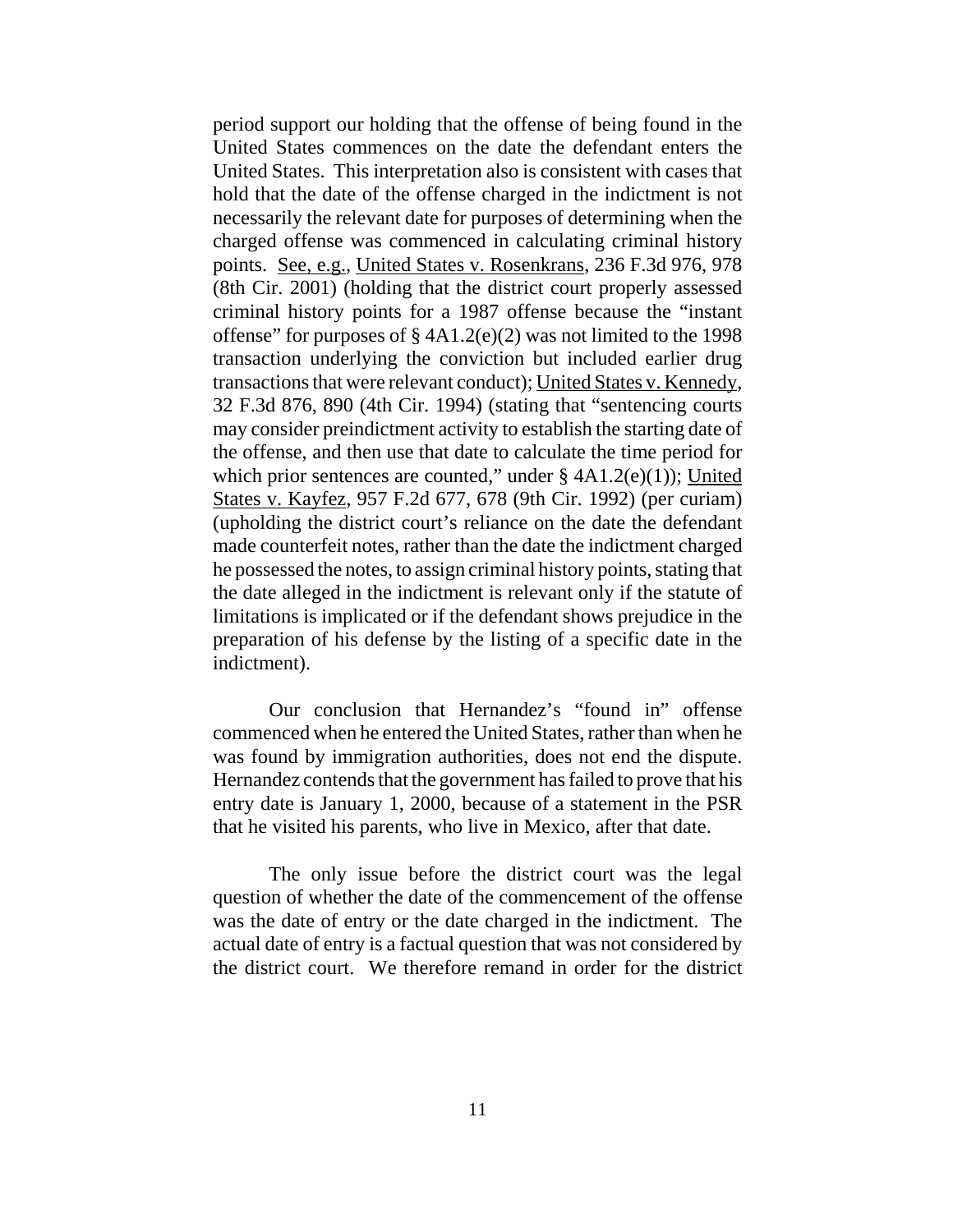period support our holding that the offense of being found in the United States commences on the date the defendant enters the United States. This interpretation also is consistent with cases that hold that the date of the offense charged in the indictment is not necessarily the relevant date for purposes of determining when the charged offense was commenced in calculating criminal history points. See, e.g., United States v. Rosenkrans, 236 F.3d 976, 978 (8th Cir. 2001) (holding that the district court properly assessed criminal history points for a 1987 offense because the "instant offense" for purposes of § 4A1.2(e)(2) was not limited to the 1998 transaction underlying the conviction but included earlier drug transactions that were relevant conduct); United States v. Kennedy, 32 F.3d 876, 890 (4th Cir. 1994) (stating that "sentencing courts may consider preindictment activity to establish the starting date of the offense, and then use that date to calculate the time period for which prior sentences are counted," under § 4A1.2(e)(1)); United States v. Kayfez, 957 F.2d 677, 678 (9th Cir. 1992) (per curiam) (upholding the district court's reliance on the date the defendant made counterfeit notes, rather than the date the indictment charged he possessed the notes, to assign criminal history points, stating that the date alleged in the indictment is relevant only if the statute of limitations is implicated or if the defendant shows prejudice in the preparation of his defense by the listing of a specific date in the indictment).

Our conclusion that Hernandez's "found in" offense commenced when he entered the United States, rather than when he was found by immigration authorities, does not end the dispute. Hernandez contends that the government has failed to prove that his entry date is January 1, 2000, because of a statement in the PSR that he visited his parents, who live in Mexico, after that date.

The only issue before the district court was the legal question of whether the date of the commencement of the offense was the date of entry or the date charged in the indictment. The actual date of entry is a factual question that was not considered by the district court. We therefore remand in order for the district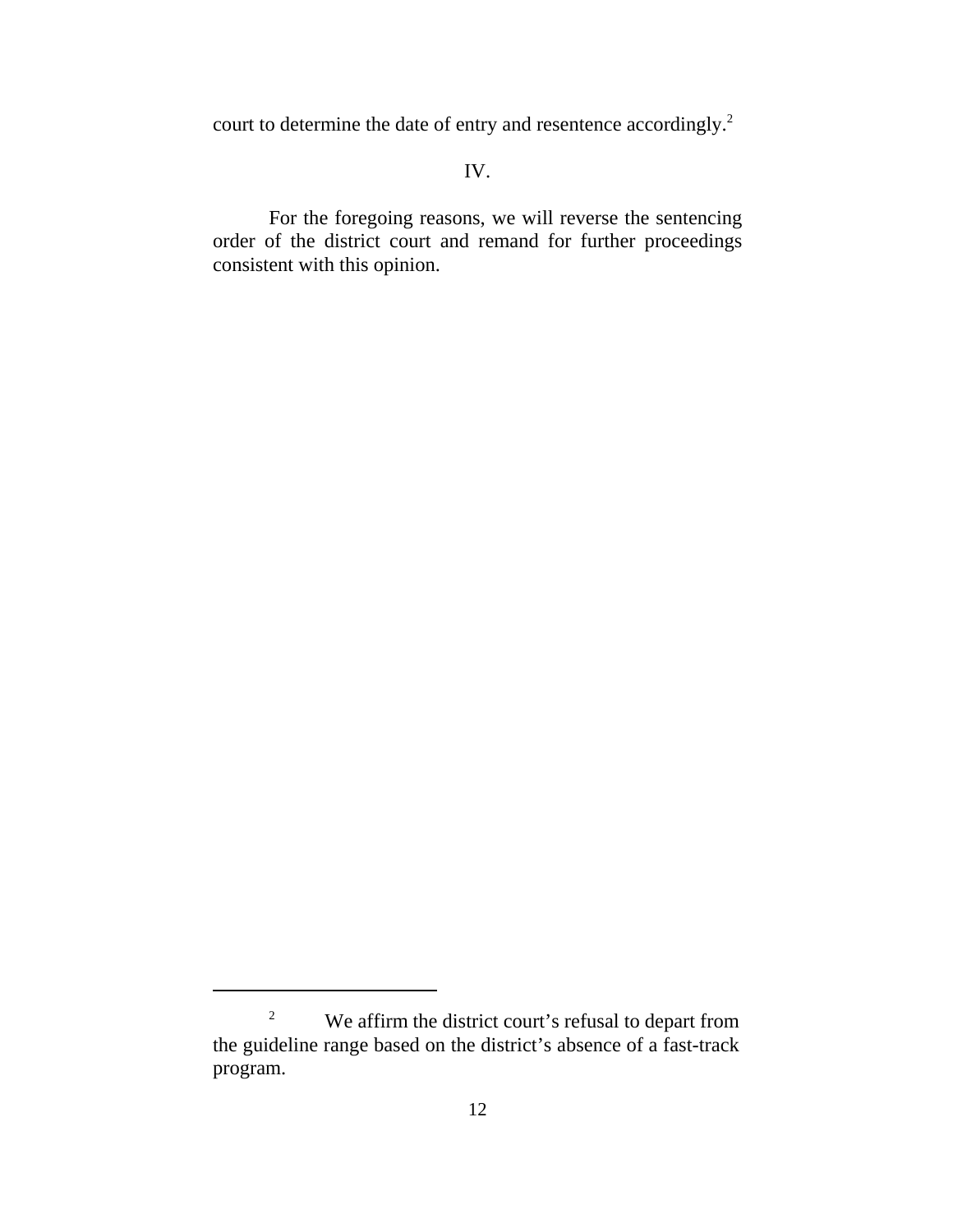court to determine the date of entry and resentence accordingly.[2]

IV.

For the foregoing reasons, we will reverse the sentencing order of the district court and remand for further proceedings consistent with this opinion.

---

[2] We affirm the district court's refusal to depart from the guideline range based on the district's absence of a fast-track program.